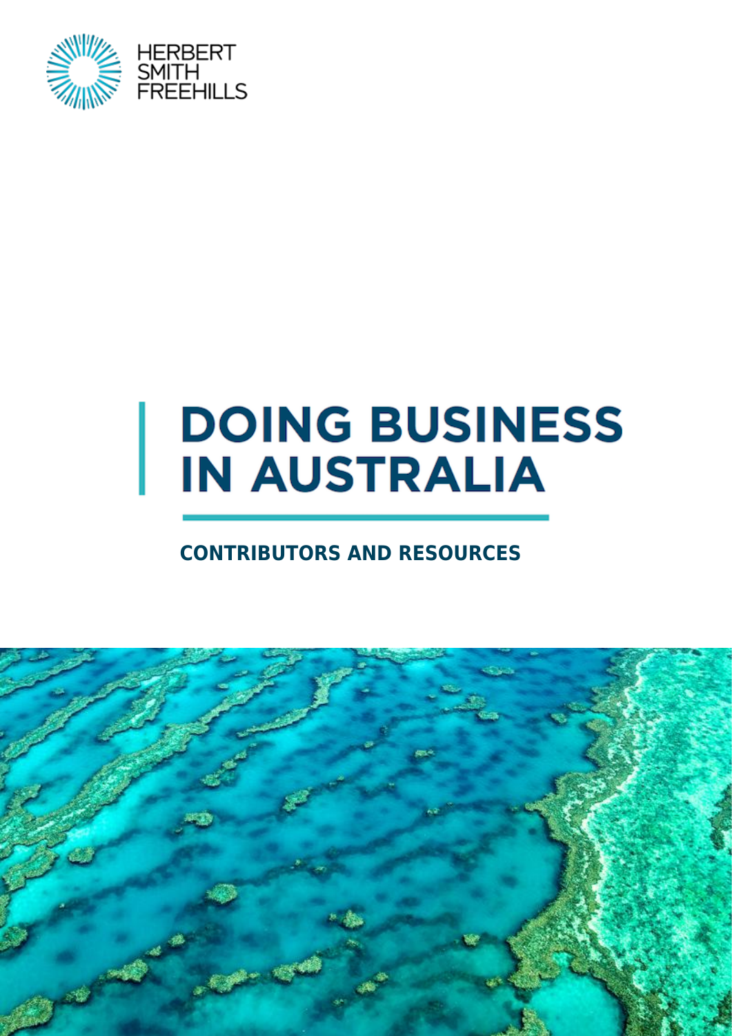HERBERT SMITH FREEHILLS

# DOING BUSINESS IN AUSTRALIA

## CONTRIBUTORS AND RESOURCES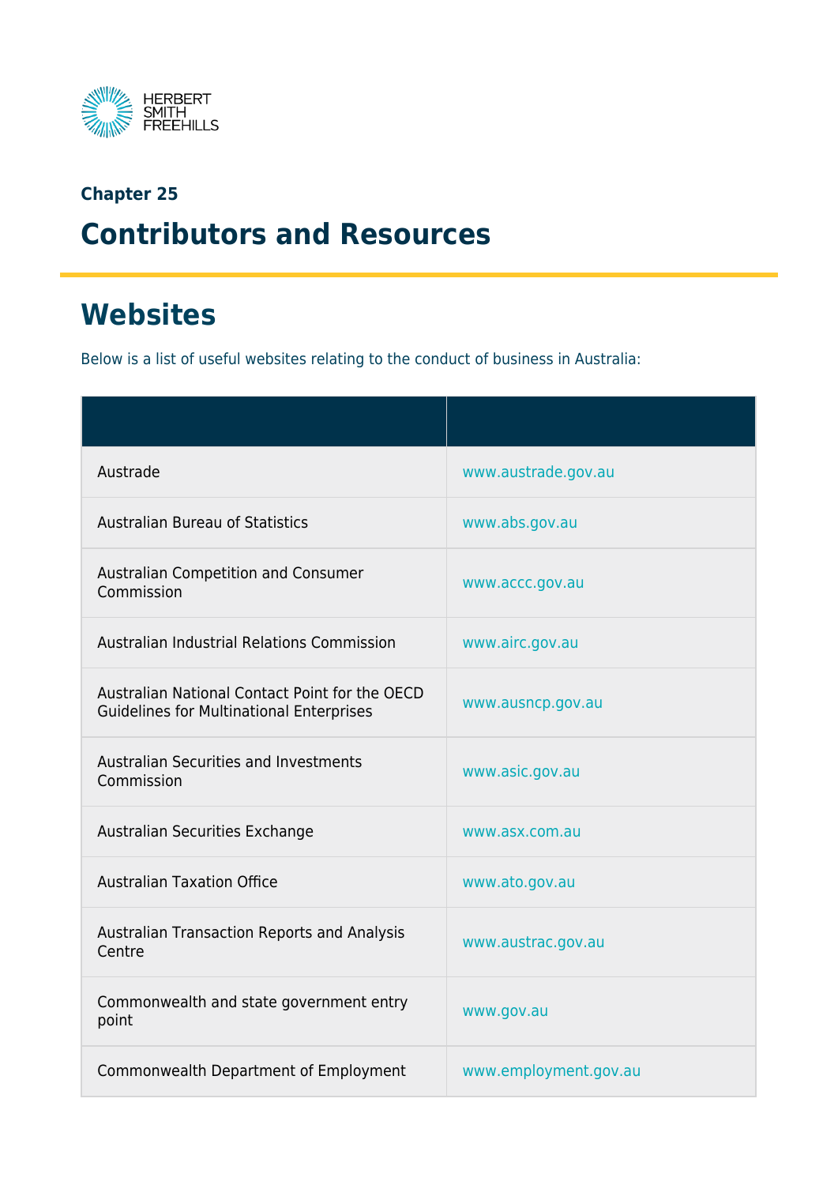## Chapter 25

# Contributors and Resources

## Websites

Below is a list of useful websites relating to the conduct of business in Australia:

| | |
|---|---|
| Austrade | www.austrade.gov.au |
| Australian Bureau of Statistics | www.abs.gov.au |
| Australian Competition and Consumer Commission | www.accc.gov.au |
| Australian Industrial Relations Commission | www.airc.gov.au |
| Australian National Contact Point for the OECD Guidelines for Multinational Enterprises | www.ausncp.gov.au |
| Australian Securities and Investments Commission | www.asic.gov.au |
| Australian Securities Exchange | www.asx.com.au |
| Australian Taxation Office | www.ato.gov.au |
| Australian Transaction Reports and Analysis Centre | www.austrac.gov.au |
| Commonwealth and state government entry point | www.gov.au |
| Commonwealth Department of Employment | www.employment.gov.au |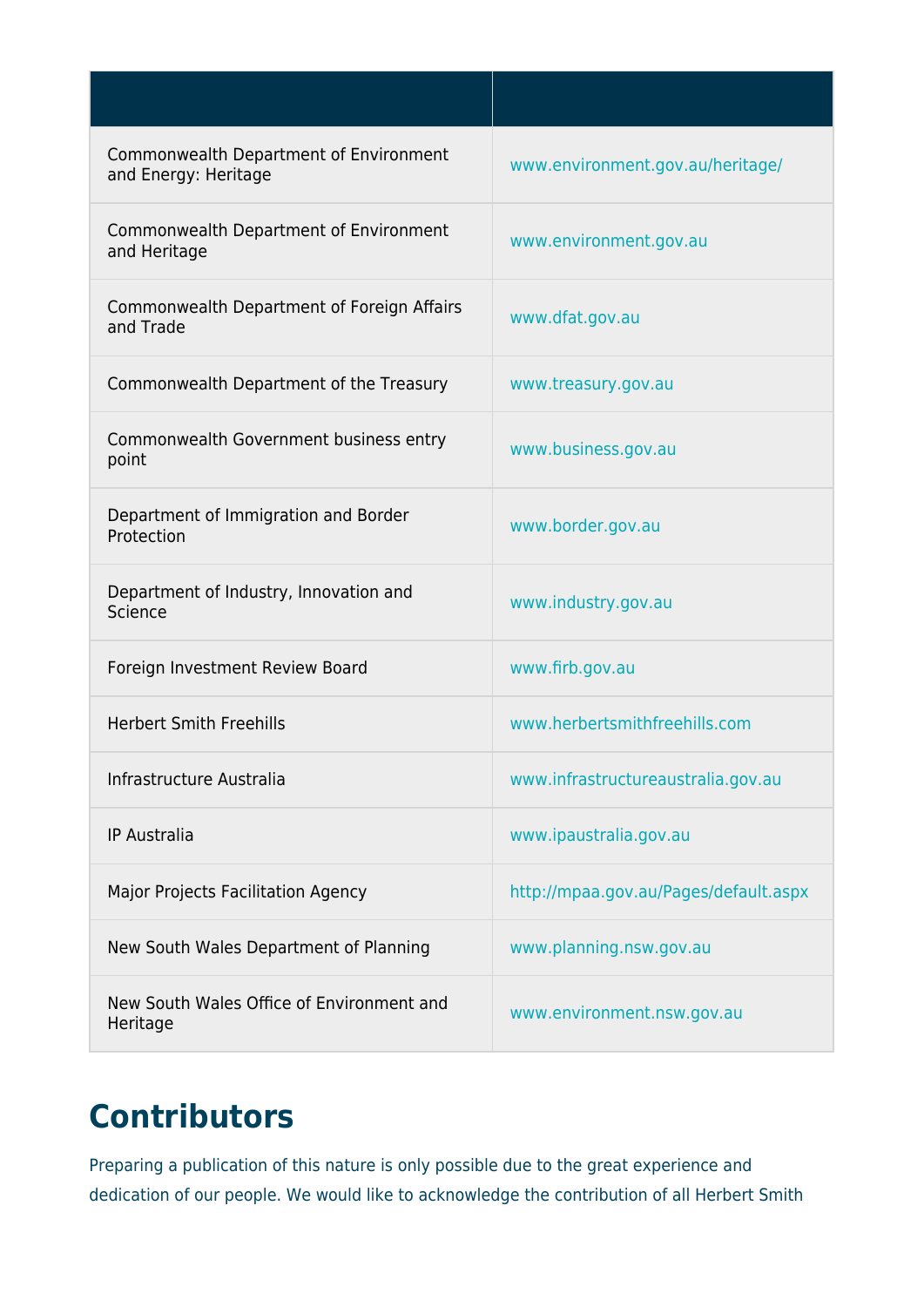| | |
|---|---|
| Commonwealth Department of Environment and Energy: Heritage | www.environment.gov.au/heritage/ |
| Commonwealth Department of Environment and Heritage | www.environment.gov.au |
| Commonwealth Department of Foreign Affairs and Trade | www.dfat.gov.au |
| Commonwealth Department of the Treasury | www.treasury.gov.au |
| Commonwealth Government business entry point | www.business.gov.au |
| Department of Immigration and Border Protection | www.border.gov.au |
| Department of Industry, Innovation and Science | www.industry.gov.au |
| Foreign Investment Review Board | www.firb.gov.au |
| Herbert Smith Freehills | www.herbertsmithfreehills.com |
| Infrastructure Australia | www.infrastructureaustralia.gov.au |
| IP Australia | www.ipaustralia.gov.au |
| Major Projects Facilitation Agency | http://mpaa.gov.au/Pages/default.aspx |
| New South Wales Department of Planning | www.planning.nsw.gov.au |
| New South Wales Office of Environment and Heritage | www.environment.nsw.gov.au |

# Contributors

Preparing a publication of this nature is only possible due to the great experience and dedication of our people. We would like to acknowledge the contribution of all Herbert Smith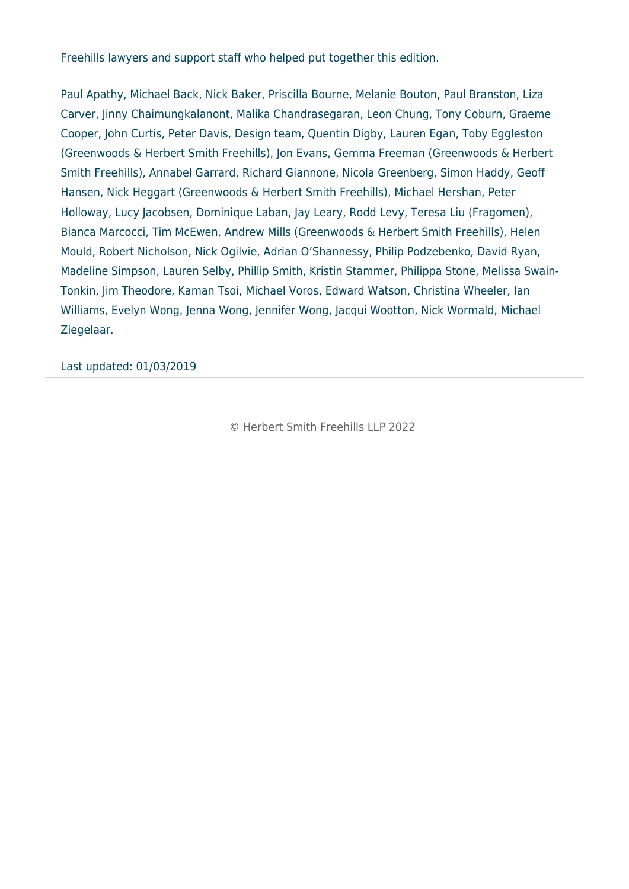Freehills lawyers and support staff who helped put together this edition.

Paul Apathy, Michael Back, Nick Baker, Priscilla Bourne, Melanie Bouton, Paul Branston, Liza Carver, Jinny Chaimungkalanont, Malika Chandrasegaran, Leon Chung, Tony Coburn, Graeme Cooper, John Curtis, Peter Davis, Design team, Quentin Digby, Lauren Egan, Toby Eggleston (Greenwoods & Herbert Smith Freehills), Jon Evans, Gemma Freeman (Greenwoods & Herbert Smith Freehills), Annabel Garrard, Richard Giannone, Nicola Greenberg, Simon Haddy, Geoff Hansen, Nick Heggart (Greenwoods & Herbert Smith Freehills), Michael Hershan, Peter Holloway, Lucy Jacobsen, Dominique Laban, Jay Leary, Rodd Levy, Teresa Liu (Fragomen), Bianca Marcocci, Tim McEwen, Andrew Mills (Greenwoods & Herbert Smith Freehills), Helen Mould, Robert Nicholson, Nick Ogilvie, Adrian O'Shannessy, Philip Podzebenko, David Ryan, Madeline Simpson, Lauren Selby, Phillip Smith, Kristin Stammer, Philippa Stone, Melissa Swain-Tonkin, Jim Theodore, Kaman Tsoi, Michael Voros, Edward Watson, Christina Wheeler, Ian Williams, Evelyn Wong, Jenna Wong, Jennifer Wong, Jacqui Wootton, Nick Wormald, Michael Ziegelaar.

Last updated: 01/03/2019

© Herbert Smith Freehills LLP 2022